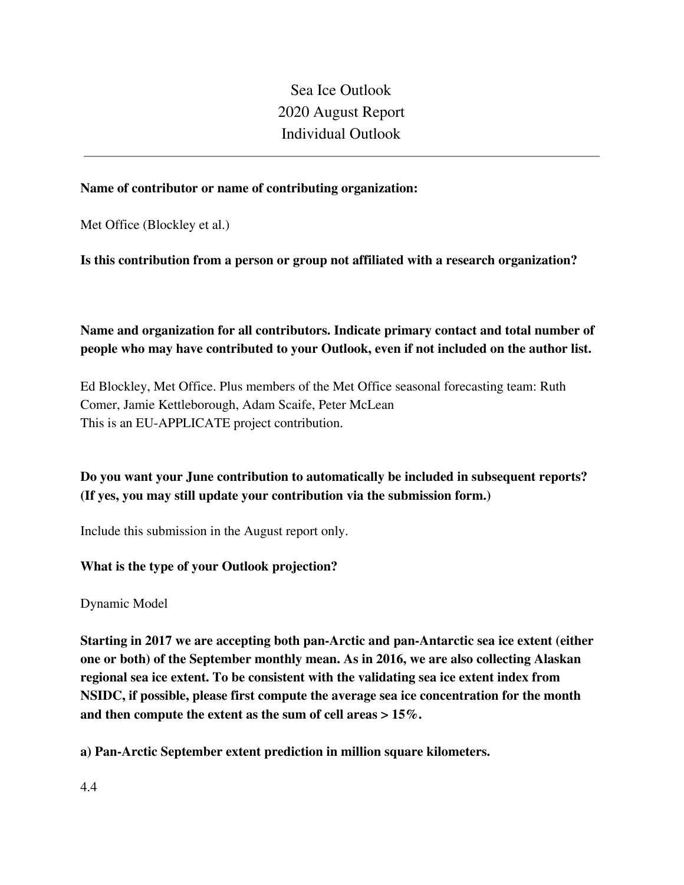# Sea Ice Outlook
# 2020 August Report
# Individual Outlook

---

**Name of contributor or name of contributing organization:**

Met Office (Blockley et al.)

**Is this contribution from a person or group not affiliated with a research organization?**

**Name and organization for all contributors. Indicate primary contact and total number of people who may have contributed to your Outlook, even if not included on the author list.**

Ed Blockley, Met Office. Plus members of the Met Office seasonal forecasting team: Ruth Comer, Jamie Kettleborough, Adam Scaife, Peter McLean
This is an EU-APPLICATE project contribution.

**Do you want your June contribution to automatically be included in subsequent reports? (If yes, you may still update your contribution via the submission form.)**

Include this submission in the August report only.

**What is the type of your Outlook projection?**

Dynamic Model

**Starting in 2017 we are accepting both pan-Arctic and pan-Antarctic sea ice extent (either one or both) of the September monthly mean. As in 2016, we are also collecting Alaskan regional sea ice extent. To be consistent with the validating sea ice extent index from NSIDC, if possible, please first compute the average sea ice concentration for the month and then compute the extent as the sum of cell areas > 15%.**

**a) Pan-Arctic September extent prediction in million square kilometers.**

4.4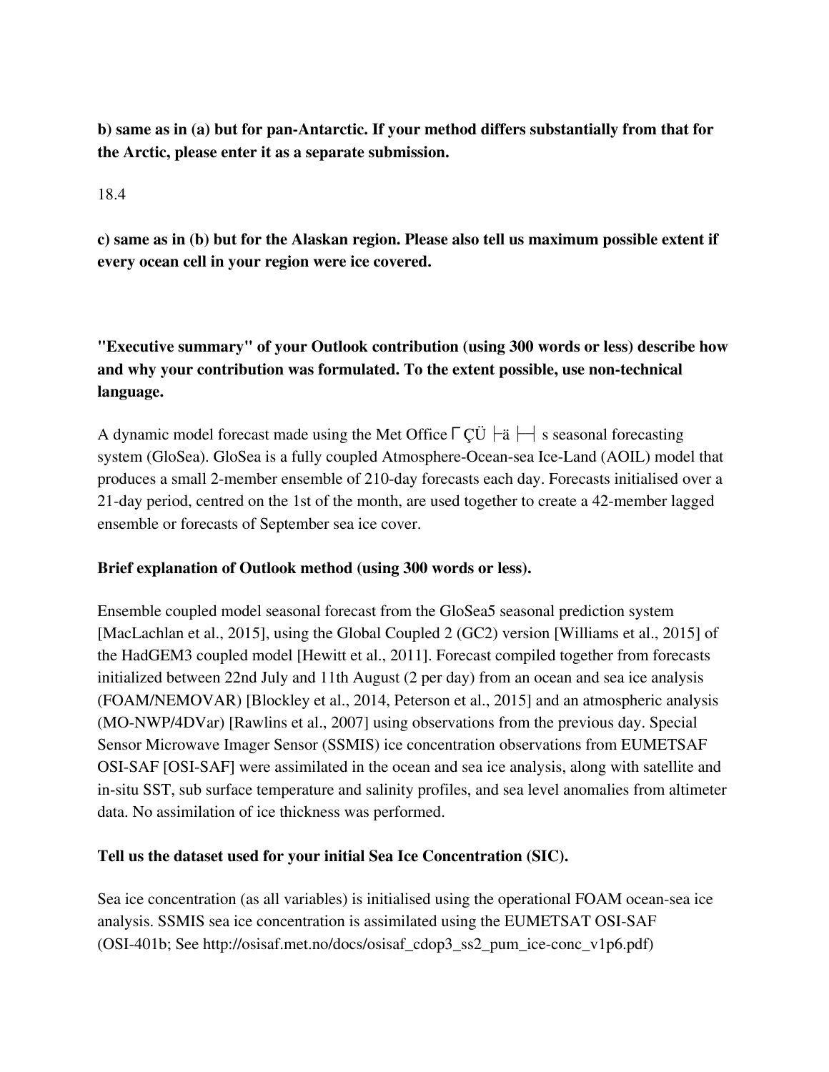**b) same as in (a) but for pan-Antarctic. If your method differs substantially from that for the Arctic, please enter it as a separate submission.**

18.4

**c) same as in (b) but for the Alaskan region. Please also tell us maximum possible extent if every ocean cell in your region were ice covered.**

**"Executive summary" of your Outlook contribution (using 300 words or less) describe how and why your contribution was formulated. To the extent possible, use non-technical language.**

A dynamic model forecast made using the Met Office ΓÇÜ├ä├┤ s seasonal forecasting system (GloSea). GloSea is a fully coupled Atmosphere-Ocean-sea Ice-Land (AOIL) model that produces a small 2-member ensemble of 210-day forecasts each day. Forecasts initialised over a 21-day period, centred on the 1st of the month, are used together to create a 42-member lagged ensemble or forecasts of September sea ice cover.

**Brief explanation of Outlook method (using 300 words or less).**

Ensemble coupled model seasonal forecast from the GloSea5 seasonal prediction system [MacLachlan et al., 2015], using the Global Coupled 2 (GC2) version [Williams et al., 2015] of the HadGEM3 coupled model [Hewitt et al., 2011]. Forecast compiled together from forecasts initialized between 22nd July and 11th August (2 per day) from an ocean and sea ice analysis (FOAM/NEMOVAR) [Blockley et al., 2014, Peterson et al., 2015] and an atmospheric analysis (MO-NWP/4DVar) [Rawlins et al., 2007] using observations from the previous day. Special Sensor Microwave Imager Sensor (SSMIS) ice concentration observations from EUMETSAF OSI-SAF [OSI-SAF] were assimilated in the ocean and sea ice analysis, along with satellite and in-situ SST, sub surface temperature and salinity profiles, and sea level anomalies from altimeter data. No assimilation of ice thickness was performed.

**Tell us the dataset used for your initial Sea Ice Concentration (SIC).**

Sea ice concentration (as all variables) is initialised using the operational FOAM ocean-sea ice analysis. SSMIS sea ice concentration is assimilated using the EUMETSAT OSI-SAF (OSI-401b; See http://osisaf.met.no/docs/osisaf_cdop3_ss2_pum_ice-conc_v1p6.pdf)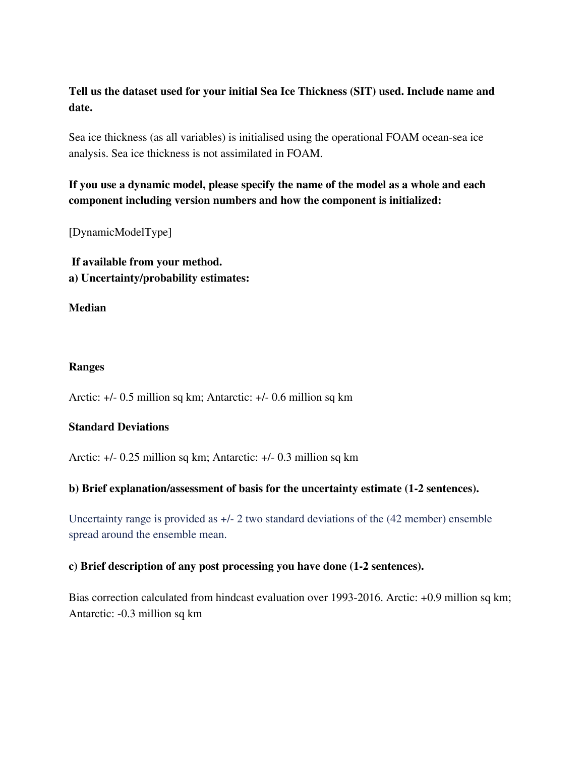**Tell us the dataset used for your initial Sea Ice Thickness (SIT) used. Include name and date.**

Sea ice thickness (as all variables) is initialised using the operational FOAM ocean-sea ice analysis. Sea ice thickness is not assimilated in FOAM.

**If you use a dynamic model, please specify the name of the model as a whole and each component including version numbers and how the component is initialized:**

[DynamicModelType]

**If available from your method.**
**a) Uncertainty/probability estimates:**

**Median**

**Ranges**

Arctic: +/- 0.5 million sq km; Antarctic: +/- 0.6 million sq km

**Standard Deviations**

Arctic: +/- 0.25 million sq km; Antarctic: +/- 0.3 million sq km

**b) Brief explanation/assessment of basis for the uncertainty estimate (1-2 sentences).**

Uncertainty range is provided as +/- 2 two standard deviations of the (42 member) ensemble spread around the ensemble mean.

**c) Brief description of any post processing you have done (1-2 sentences).**

Bias correction calculated from hindcast evaluation over 1993-2016. Arctic: +0.9 million sq km; Antarctic: -0.3 million sq km